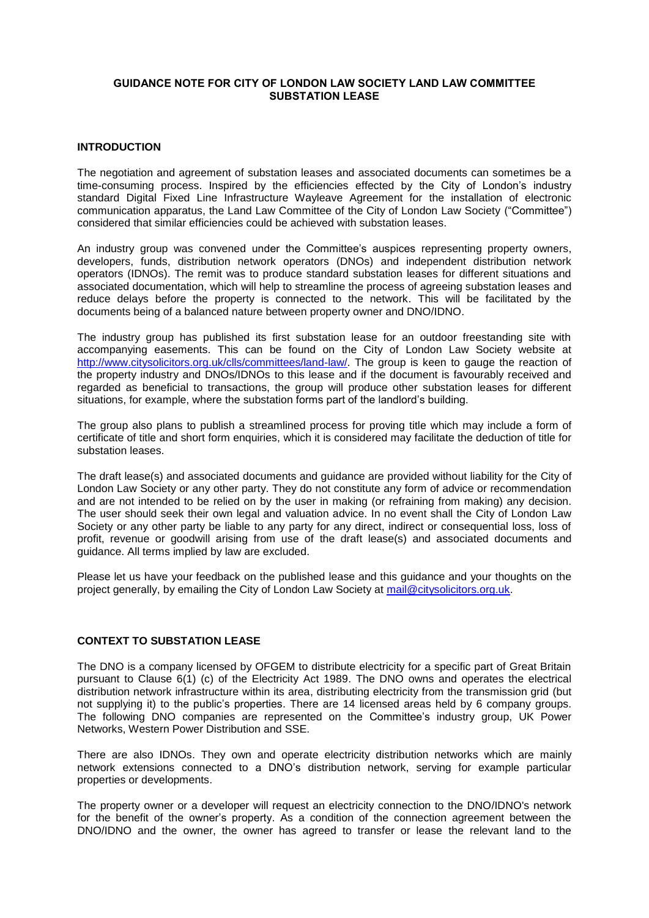**GUIDANCE NOTE FOR CITY OF LONDON LAW SOCIETY LAND LAW COMMITTEE SUBSTATION LEASE**

## INTRODUCTION

The negotiation and agreement of substation leases and associated documents can sometimes be a time-consuming process. Inspired by the efficiencies effected by the City of London's industry standard Digital Fixed Line Infrastructure Wayleave Agreement for the installation of electronic communication apparatus, the Land Law Committee of the City of London Law Society ("Committee") considered that similar efficiencies could be achieved with substation leases.

An industry group was convened under the Committee's auspices representing property owners, developers, funds, distribution network operators (DNOs) and independent distribution network operators (IDNOs). The remit was to produce standard substation leases for different situations and associated documentation, which will help to streamline the process of agreeing substation leases and reduce delays before the property is connected to the network. This will be facilitated by the documents being of a balanced nature between property owner and DNO/IDNO.

The industry group has published its first substation lease for an outdoor freestanding site with accompanying easements. This can be found on the City of London Law Society website at http://www.citysolicitors.org.uk/clls/committees/land-law/. The group is keen to gauge the reaction of the property industry and DNOs/IDNOs to this lease and if the document is favourably received and regarded as beneficial to transactions, the group will produce other substation leases for different situations, for example, where the substation forms part of the landlord's building.

The group also plans to publish a streamlined process for proving title which may include a form of certificate of title and short form enquiries, which it is considered may facilitate the deduction of title for substation leases.

The draft lease(s) and associated documents and guidance are provided without liability for the City of London Law Society or any other party. They do not constitute any form of advice or recommendation and are not intended to be relied on by the user in making (or refraining from making) any decision. The user should seek their own legal and valuation advice. In no event shall the City of London Law Society or any other party be liable to any party for any direct, indirect or consequential loss, loss of profit, revenue or goodwill arising from use of the draft lease(s) and associated documents and guidance. All terms implied by law are excluded.

Please let us have your feedback on the published lease and this guidance and your thoughts on the project generally, by emailing the City of London Law Society at mail@citysolicitors.org.uk.

## CONTEXT TO SUBSTATION LEASE

The DNO is a company licensed by OFGEM to distribute electricity for a specific part of Great Britain pursuant to Clause 6(1) (c) of the Electricity Act 1989. The DNO owns and operates the electrical distribution network infrastructure within its area, distributing electricity from the transmission grid (but not supplying it) to the public's properties. There are 14 licensed areas held by 6 company groups. The following DNO companies are represented on the Committee's industry group, UK Power Networks, Western Power Distribution and SSE.

There are also IDNOs. They own and operate electricity distribution networks which are mainly network extensions connected to a DNO's distribution network, serving for example particular properties or developments.

The property owner or a developer will request an electricity connection to the DNO/IDNO's network for the benefit of the owner's property. As a condition of the connection agreement between the DNO/IDNO and the owner, the owner has agreed to transfer or lease the relevant land to the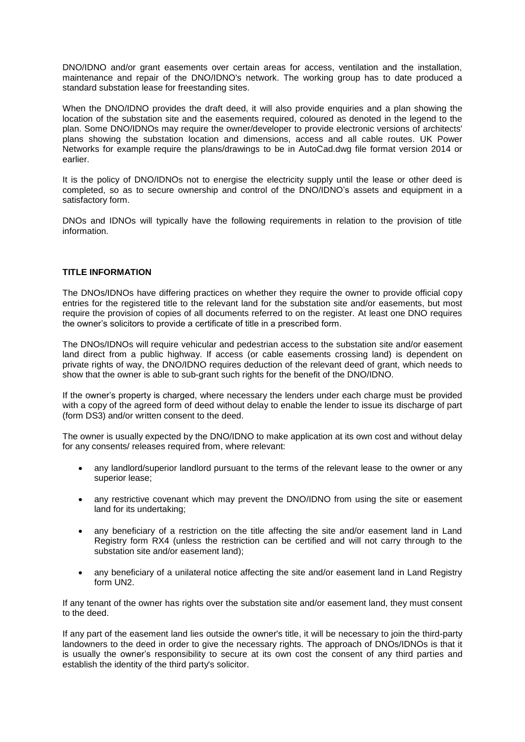DNO/IDNO and/or grant easements over certain areas for access, ventilation and the installation, maintenance and repair of the DNO/IDNO's network. The working group has to date produced a standard substation lease for freestanding sites.

When the DNO/IDNO provides the draft deed, it will also provide enquiries and a plan showing the location of the substation site and the easements required, coloured as denoted in the legend to the plan. Some DNO/IDNOs may require the owner/developer to provide electronic versions of architects' plans showing the substation location and dimensions, access and all cable routes. UK Power Networks for example require the plans/drawings to be in AutoCad.dwg file format version 2014 or earlier.

It is the policy of DNO/IDNOs not to energise the electricity supply until the lease or other deed is completed, so as to secure ownership and control of the DNO/IDNO's assets and equipment in a satisfactory form.

DNOs and IDNOs will typically have the following requirements in relation to the provision of title information.

**TITLE INFORMATION**

The DNOs/IDNOs have differing practices on whether they require the owner to provide official copy entries for the registered title to the relevant land for the substation site and/or easements, but most require the provision of copies of all documents referred to on the register. At least one DNO requires the owner's solicitors to provide a certificate of title in a prescribed form.

The DNOs/IDNOs will require vehicular and pedestrian access to the substation site and/or easement land direct from a public highway. If access (or cable easements crossing land) is dependent on private rights of way, the DNO/IDNO requires deduction of the relevant deed of grant, which needs to show that the owner is able to sub-grant such rights for the benefit of the DNO/IDNO.

If the owner's property is charged, where necessary the lenders under each charge must be provided with a copy of the agreed form of deed without delay to enable the lender to issue its discharge of part (form DS3) and/or written consent to the deed.

The owner is usually expected by the DNO/IDNO to make application at its own cost and without delay for any consents/ releases required from, where relevant:

- any landlord/superior landlord pursuant to the terms of the relevant lease to the owner or any superior lease;
- any restrictive covenant which may prevent the DNO/IDNO from using the site or easement land for its undertaking;
- any beneficiary of a restriction on the title affecting the site and/or easement land in Land Registry form RX4 (unless the restriction can be certified and will not carry through to the substation site and/or easement land);
- any beneficiary of a unilateral notice affecting the site and/or easement land in Land Registry form UN2.

If any tenant of the owner has rights over the substation site and/or easement land, they must consent to the deed.

If any part of the easement land lies outside the owner's title, it will be necessary to join the third-party landowners to the deed in order to give the necessary rights. The approach of DNOs/IDNOs is that it is usually the owner's responsibility to secure at its own cost the consent of any third parties and establish the identity of the third party's solicitor.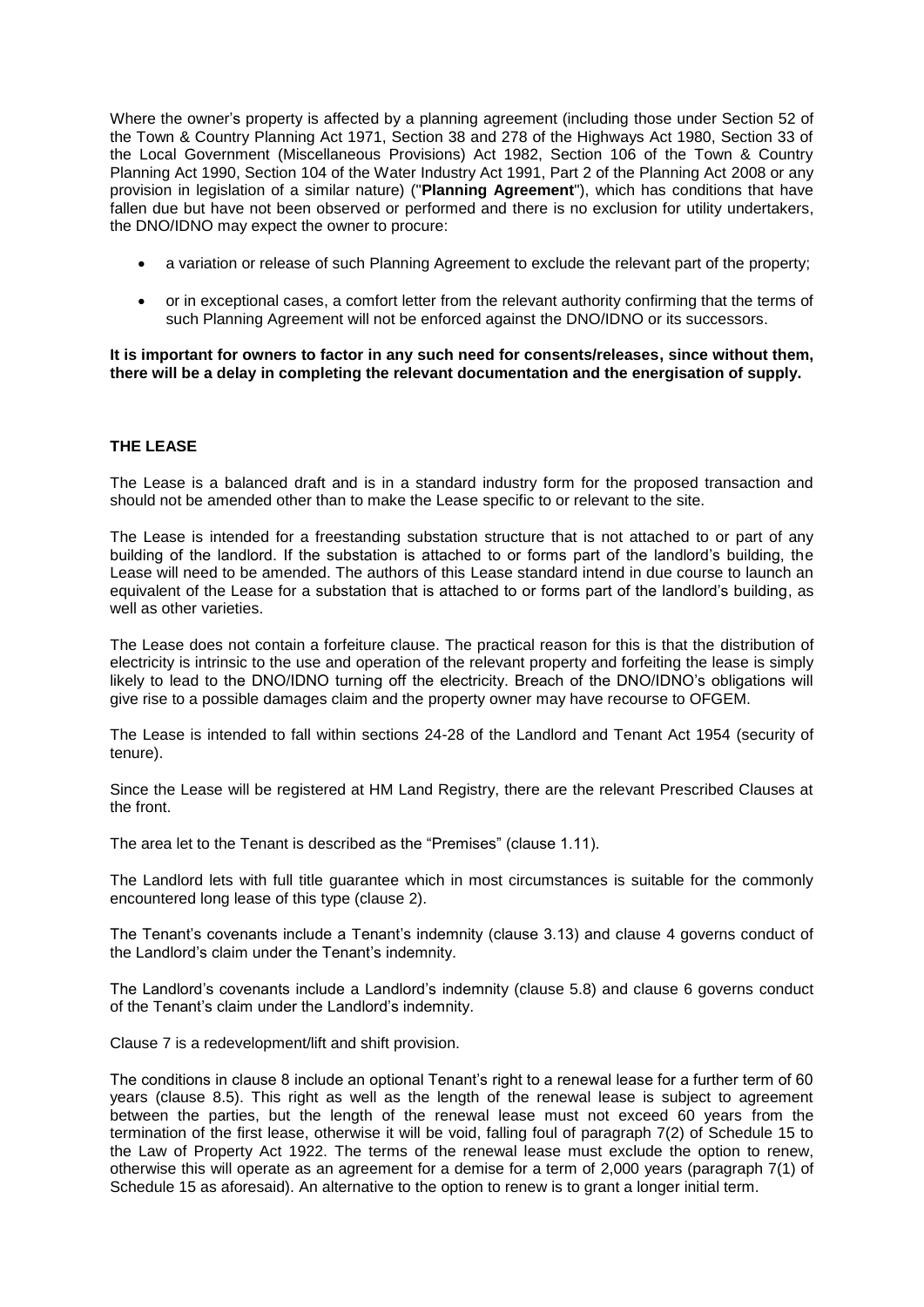Where the owner's property is affected by a planning agreement (including those under Section 52 of the Town & Country Planning Act 1971, Section 38 and 278 of the Highways Act 1980, Section 33 of the Local Government (Miscellaneous Provisions) Act 1982, Section 106 of the Town & Country Planning Act 1990, Section 104 of the Water Industry Act 1991, Part 2 of the Planning Act 2008 or any provision in legislation of a similar nature) ("**Planning Agreement**"), which has conditions that have fallen due but have not been observed or performed and there is no exclusion for utility undertakers, the DNO/IDNO may expect the owner to procure:

- a variation or release of such Planning Agreement to exclude the relevant part of the property;
- or in exceptional cases, a comfort letter from the relevant authority confirming that the terms of such Planning Agreement will not be enforced against the DNO/IDNO or its successors.

**It is important for owners to factor in any such need for consents/releases, since without them, there will be a delay in completing the relevant documentation and the energisation of supply.**

### THE LEASE

The Lease is a balanced draft and is in a standard industry form for the proposed transaction and should not be amended other than to make the Lease specific to or relevant to the site.

The Lease is intended for a freestanding substation structure that is not attached to or part of any building of the landlord. If the substation is attached to or forms part of the landlord's building, the Lease will need to be amended. The authors of this Lease standard intend in due course to launch an equivalent of the Lease for a substation that is attached to or forms part of the landlord's building, as well as other varieties.

The Lease does not contain a forfeiture clause. The practical reason for this is that the distribution of electricity is intrinsic to the use and operation of the relevant property and forfeiting the lease is simply likely to lead to the DNO/IDNO turning off the electricity. Breach of the DNO/IDNO's obligations will give rise to a possible damages claim and the property owner may have recourse to OFGEM.

The Lease is intended to fall within sections 24-28 of the Landlord and Tenant Act 1954 (security of tenure).

Since the Lease will be registered at HM Land Registry, there are the relevant Prescribed Clauses at the front.

The area let to the Tenant is described as the "Premises" (clause 1.11).

The Landlord lets with full title guarantee which in most circumstances is suitable for the commonly encountered long lease of this type (clause 2).

The Tenant's covenants include a Tenant's indemnity (clause 3.13) and clause 4 governs conduct of the Landlord's claim under the Tenant's indemnity.

The Landlord's covenants include a Landlord's indemnity (clause 5.8) and clause 6 governs conduct of the Tenant's claim under the Landlord's indemnity.

Clause 7 is a redevelopment/lift and shift provision.

The conditions in clause 8 include an optional Tenant's right to a renewal lease for a further term of 60 years (clause 8.5). This right as well as the length of the renewal lease is subject to agreement between the parties, but the length of the renewal lease must not exceed 60 years from the termination of the first lease, otherwise it will be void, falling foul of paragraph 7(2) of Schedule 15 to the Law of Property Act 1922. The terms of the renewal lease must exclude the option to renew, otherwise this will operate as an agreement for a demise for a term of 2,000 years (paragraph 7(1) of Schedule 15 as aforesaid). An alternative to the option to renew is to grant a longer initial term.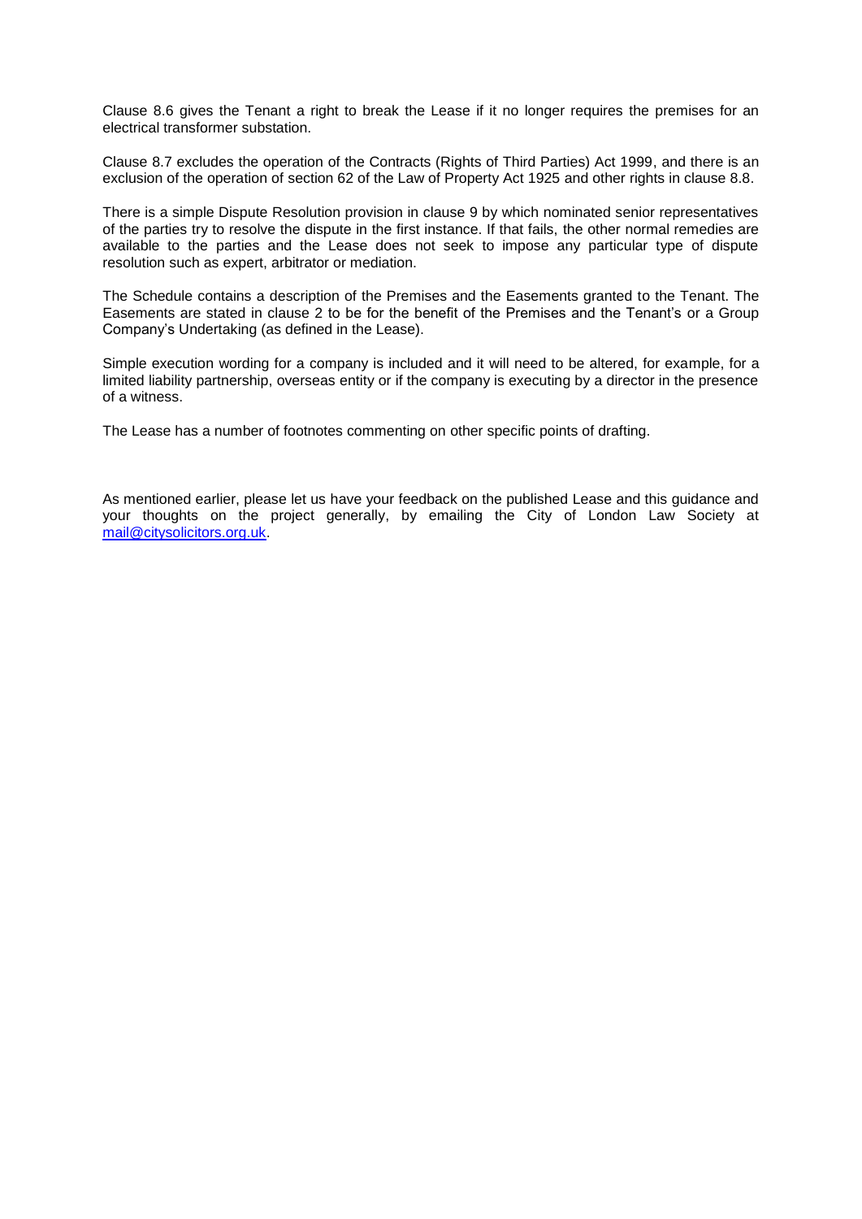Clause 8.6 gives the Tenant a right to break the Lease if it no longer requires the premises for an electrical transformer substation.

Clause 8.7 excludes the operation of the Contracts (Rights of Third Parties) Act 1999, and there is an exclusion of the operation of section 62 of the Law of Property Act 1925 and other rights in clause 8.8.

There is a simple Dispute Resolution provision in clause 9 by which nominated senior representatives of the parties try to resolve the dispute in the first instance. If that fails, the other normal remedies are available to the parties and the Lease does not seek to impose any particular type of dispute resolution such as expert, arbitrator or mediation.

The Schedule contains a description of the Premises and the Easements granted to the Tenant. The Easements are stated in clause 2 to be for the benefit of the Premises and the Tenant's or a Group Company's Undertaking (as defined in the Lease).

Simple execution wording for a company is included and it will need to be altered, for example, for a limited liability partnership, overseas entity or if the company is executing by a director in the presence of a witness.

The Lease has a number of footnotes commenting on other specific points of drafting.

As mentioned earlier, please let us have your feedback on the published Lease and this guidance and your thoughts on the project generally, by emailing the City of London Law Society at [mail@citysolicitors.org.uk](mailto:mail@citysolicitors.org.uk).